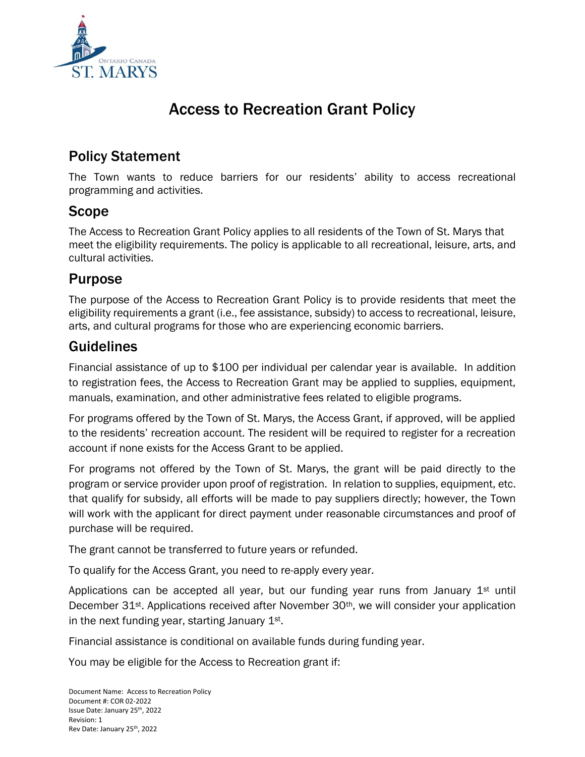# Access to Recreation Grant Policy

## Policy Statement

The Town wants to reduce barriers for our residents' ability to access recreational programming and activities.

## Scope

The Access to Recreation Grant Policy applies to all residents of the Town of St. Marys that meet the eligibility requirements. The policy is applicable to all recreational, leisure, arts, and cultural activities.

## Purpose

The purpose of the Access to Recreation Grant Policy is to provide residents that meet the eligibility requirements a grant (i.e., fee assistance, subsidy) to access to recreational, leisure, arts, and cultural programs for those who are experiencing economic barriers.

## Guidelines

Financial assistance of up to $100 per individual per calendar year is available. In addition to registration fees, the Access to Recreation Grant may be applied to supplies, equipment, manuals, examination, and other administrative fees related to eligible programs.

For programs offered by the Town of St. Marys, the Access Grant, if approved, will be applied to the residents' recreation account. The resident will be required to register for a recreation account if none exists for the Access Grant to be applied.

For programs not offered by the Town of St. Marys, the grant will be paid directly to the program or service provider upon proof of registration. In relation to supplies, equipment, etc. that qualify for subsidy, all efforts will be made to pay suppliers directly; however, the Town will work with the applicant for direct payment under reasonable circumstances and proof of purchase will be required.

The grant cannot be transferred to future years or refunded.

To qualify for the Access Grant, you need to re-apply every year.

Applications can be accepted all year, but our funding year runs from January 1st until December 31st. Applications received after November 30th, we will consider your application in the next funding year, starting January 1st.

Financial assistance is conditional on available funds during funding year.

You may be eligible for the Access to Recreation grant if:

Document Name: Access to Recreation Policy
Document #: COR 02-2022
Issue Date: January 25th, 2022
Revision: 1
Rev Date: January 25th, 2022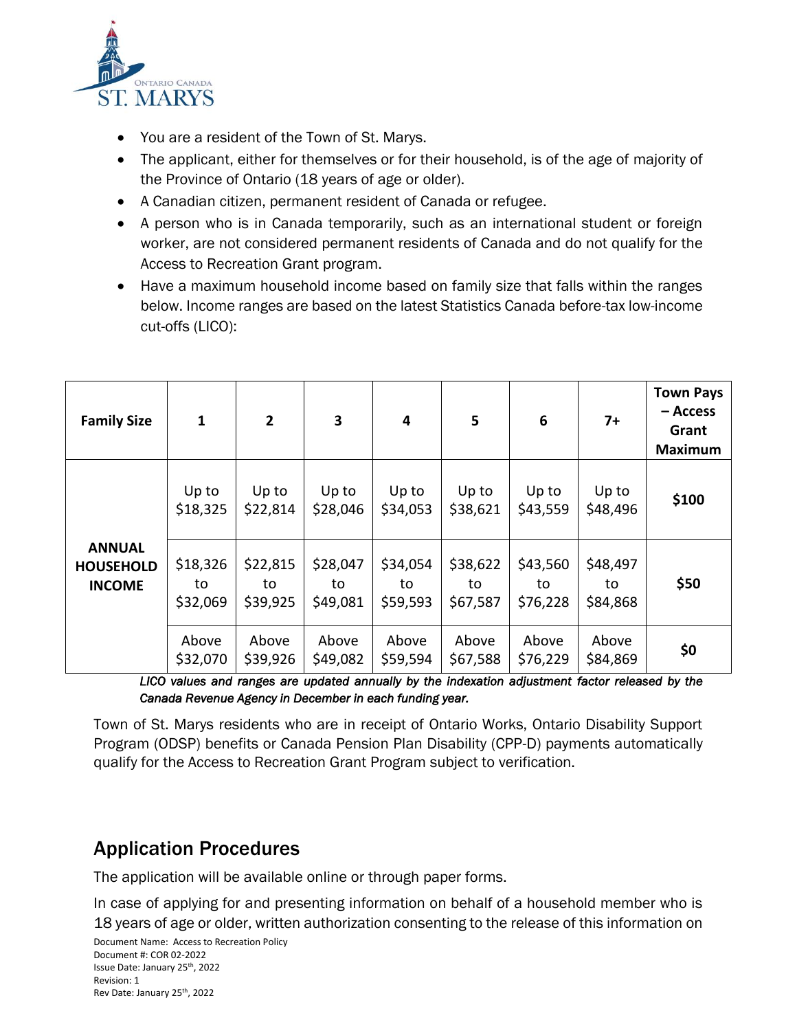- You are a resident of the Town of St. Marys.
- The applicant, either for themselves or for their household, is of the age of majority of the Province of Ontario (18 years of age or older).
- A Canadian citizen, permanent resident of Canada or refugee.
- A person who is in Canada temporarily, such as an international student or foreign worker, are not considered permanent residents of Canada and do not qualify for the Access to Recreation Grant program.
- Have a maximum household income based on family size that falls within the ranges below. Income ranges are based on the latest Statistics Canada before-tax low-income cut-offs (LICO):

| **Family Size** | **1** | **2** | **3** | **4** | **5** | **6** | **7+** | **Town Pays – Access Grant Maximum** |
|---|---|---|---|---|---|---|---|---|
| **ANNUAL HOUSEHOLD INCOME** | Up to $18,325 | Up to $22,814 | Up to $28,046 | Up to $34,053 | Up to $38,621 | Up to $43,559 | Up to $48,496 | **$100** |
| | $18,326 to $32,069 | $22,815 to $39,925 | $28,047 to $49,081 | $34,054 to $59,593 | $38,622 to $67,587 | $43,560 to $76,228 | $48,497 to $84,868 | **$50** |
| | Above $32,070 | Above $39,926 | Above $49,082 | Above $59,594 | Above $67,588 | Above $76,229 | Above $84,869 | **$0** |

*LICO values and ranges are updated annually by the indexation adjustment factor released by the Canada Revenue Agency in December in each funding year.*

Town of St. Marys residents who are in receipt of Ontario Works, Ontario Disability Support Program (ODSP) benefits or Canada Pension Plan Disability (CPP-D) payments automatically qualify for the Access to Recreation Grant Program subject to verification.

## Application Procedures

The application will be available online or through paper forms.

In case of applying for and presenting information on behalf of a household member who is 18 years of age or older, written authorization consenting to the release of this information on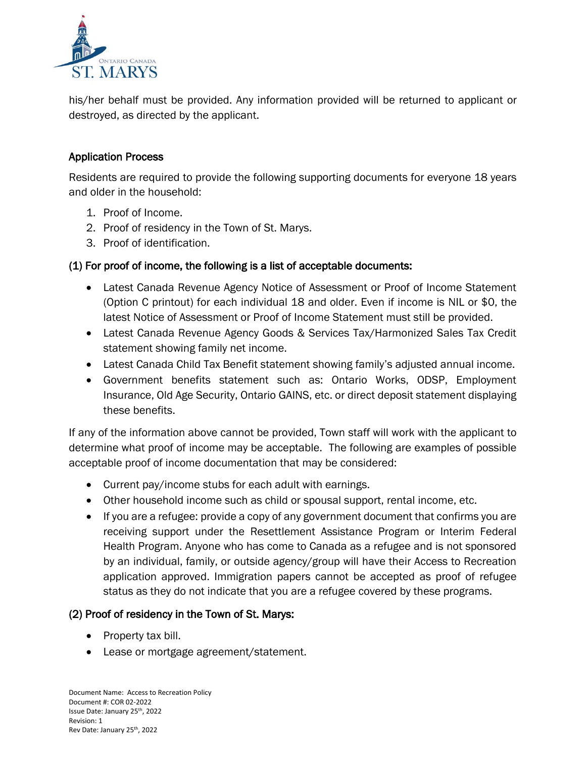his/her behalf must be provided. Any information provided will be returned to applicant or destroyed, as directed by the applicant.

## Application Process

Residents are required to provide the following supporting documents for everyone 18 years and older in the household:

1. Proof of Income.
2. Proof of residency in the Town of St. Marys.
3. Proof of identification.

### (1) For proof of income, the following is a list of acceptable documents:

- Latest Canada Revenue Agency Notice of Assessment or Proof of Income Statement (Option C printout) for each individual 18 and older. Even if income is NIL or $0, the latest Notice of Assessment or Proof of Income Statement must still be provided.
- Latest Canada Revenue Agency Goods & Services Tax/Harmonized Sales Tax Credit statement showing family net income.
- Latest Canada Child Tax Benefit statement showing family's adjusted annual income.
- Government benefits statement such as: Ontario Works, ODSP, Employment Insurance, Old Age Security, Ontario GAINS, etc. or direct deposit statement displaying these benefits.

If any of the information above cannot be provided, Town staff will work with the applicant to determine what proof of income may be acceptable. The following are examples of possible acceptable proof of income documentation that may be considered:

- Current pay/income stubs for each adult with earnings.
- Other household income such as child or spousal support, rental income, etc.
- If you are a refugee: provide a copy of any government document that confirms you are receiving support under the Resettlement Assistance Program or Interim Federal Health Program. Anyone who has come to Canada as a refugee and is not sponsored by an individual, family, or outside agency/group will have their Access to Recreation application approved. Immigration papers cannot be accepted as proof of refugee status as they do not indicate that you are a refugee covered by these programs.

### (2) Proof of residency in the Town of St. Marys:

- Property tax bill.
- Lease or mortgage agreement/statement.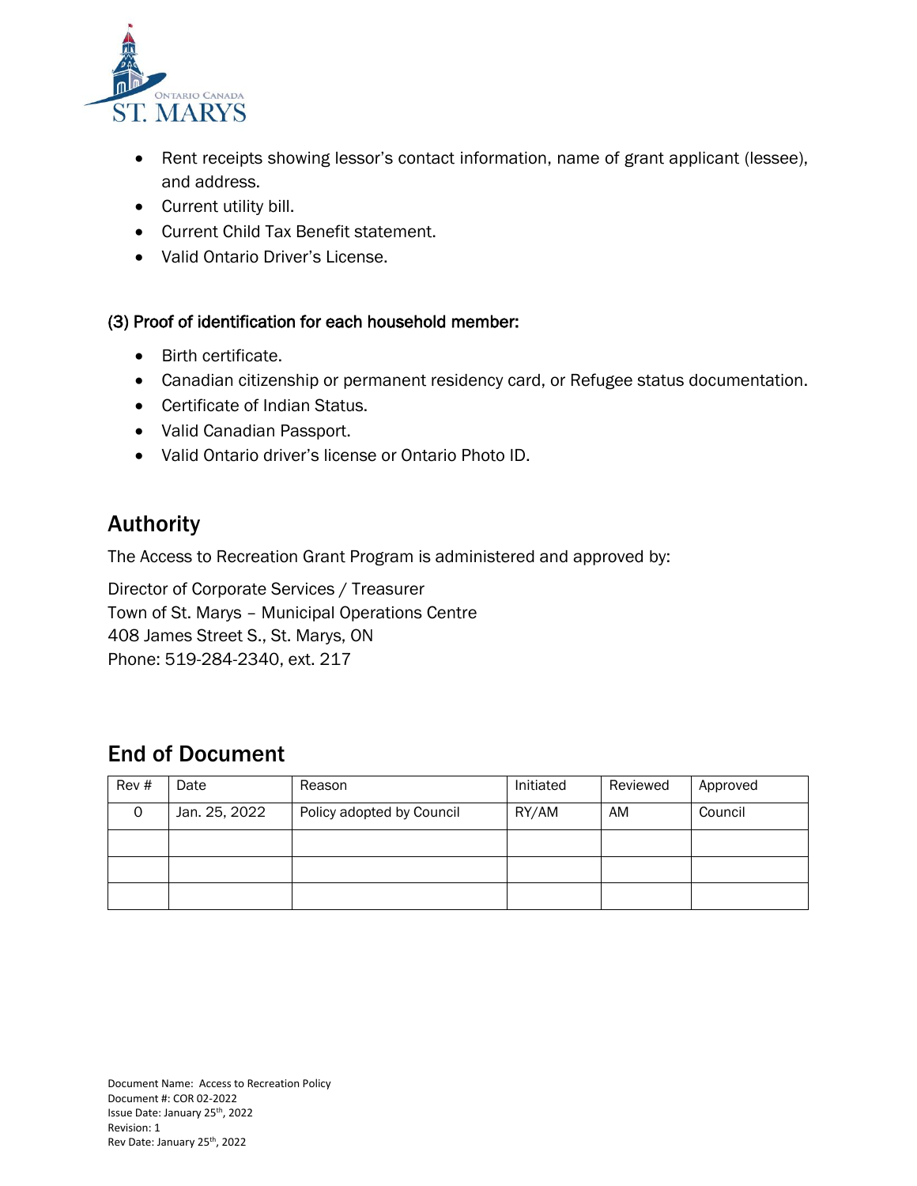- Rent receipts showing lessor's contact information, name of grant applicant (lessee), and address.
- Current utility bill.
- Current Child Tax Benefit statement.
- Valid Ontario Driver's License.

### (3) Proof of identification for each household member:

- Birth certificate.
- Canadian citizenship or permanent residency card, or Refugee status documentation.
- Certificate of Indian Status.
- Valid Canadian Passport.
- Valid Ontario driver's license or Ontario Photo ID.

## Authority

The Access to Recreation Grant Program is administered and approved by:

Director of Corporate Services / Treasurer
Town of St. Marys – Municipal Operations Centre
408 James Street S., St. Marys, ON
Phone: 519-284-2340, ext. 217

## End of Document

| Rev # | Date | Reason | Initiated | Reviewed | Approved |
|---|---|---|---|---|---|
| 0 | Jan. 25, 2022 | Policy adopted by Council | RY/AM | AM | Council |
| | | | | | |
| | | | | | |
| | | | | | |

Document Name: Access to Recreation Policy
Document #: COR 02-2022
Issue Date: January 25th, 2022
Revision: 1
Rev Date: January 25th, 2022